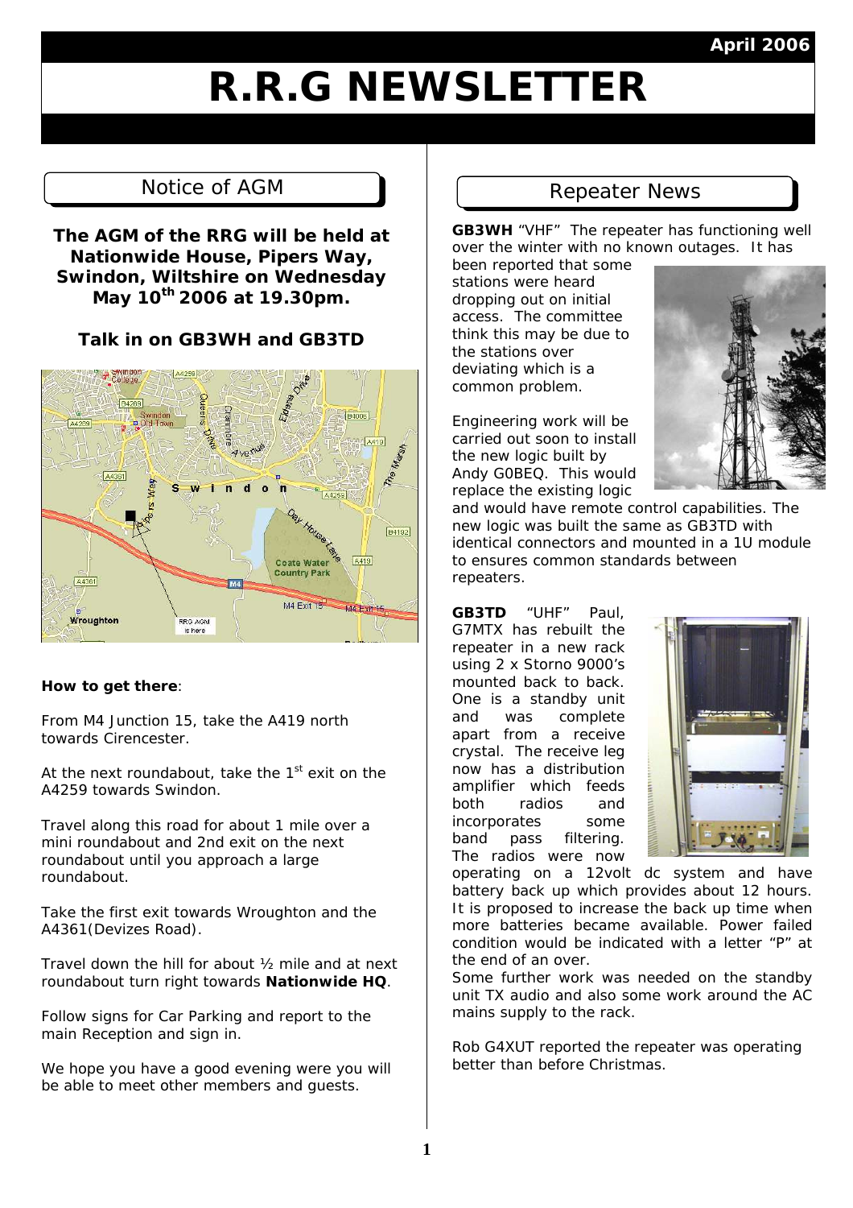April 2006

# R.R.G NEWSLETTER

## Notice of AGM

**The AGM of the RRG will be held at Nationwide House, Pipers Way, Swindon, Wiltshire on Wednesday May 10th 2006 at 19.30pm.**

**Talk in on GB3WH and GB3TD**

**How to get there**:

From M4 Junction 15, take the A419 north towards Cirencester.

At the next roundabout, take the 1st exit on the A4259 towards Swindon.

Travel along this road for about 1 mile over a mini roundabout and 2nd exit on the next roundabout until you approach a large roundabout.

Take the first exit towards Wroughton and the A4361(Devizes Road).

Travel down the hill for about ½ mile and at next roundabout turn right towards **Nationwide HQ**.

Follow signs for Car Parking and report to the main Reception and sign in.

We hope you have a good evening were you will be able to meet other members and guests.

## Repeater News

**GB3WH** "VHF" The repeater has functioning well over the winter with no known outages. It has been reported that some stations were heard dropping out on initial access. The committee think this may be due to the stations over deviating which is a common problem.

Engineering work will be carried out soon to install the new logic built by Andy G0BEQ. This would replace the existing logic and would have remote control capabilities. The new logic was built the same as GB3TD with identical connectors and mounted in a 1U module to ensures common standards between repeaters.

**GB3TD** "UHF" Paul, G7MTX has rebuilt the repeater in a new rack using 2 x Storno 9000's mounted back to back. One is a standby unit and was complete apart from a receive crystal. The receive leg now has a distribution amplifier which feeds both radios and incorporates some band pass filtering. The radios were now operating on a 12volt dc system and have battery back up which provides about 12 hours. It is proposed to increase the back up time when more batteries became available. Power failed condition would be indicated with a letter "P" at the end of an over.

Some further work was needed on the standby unit TX audio and also some work around the AC mains supply to the rack.

Rob G4XUT reported the repeater was operating better than before Christmas.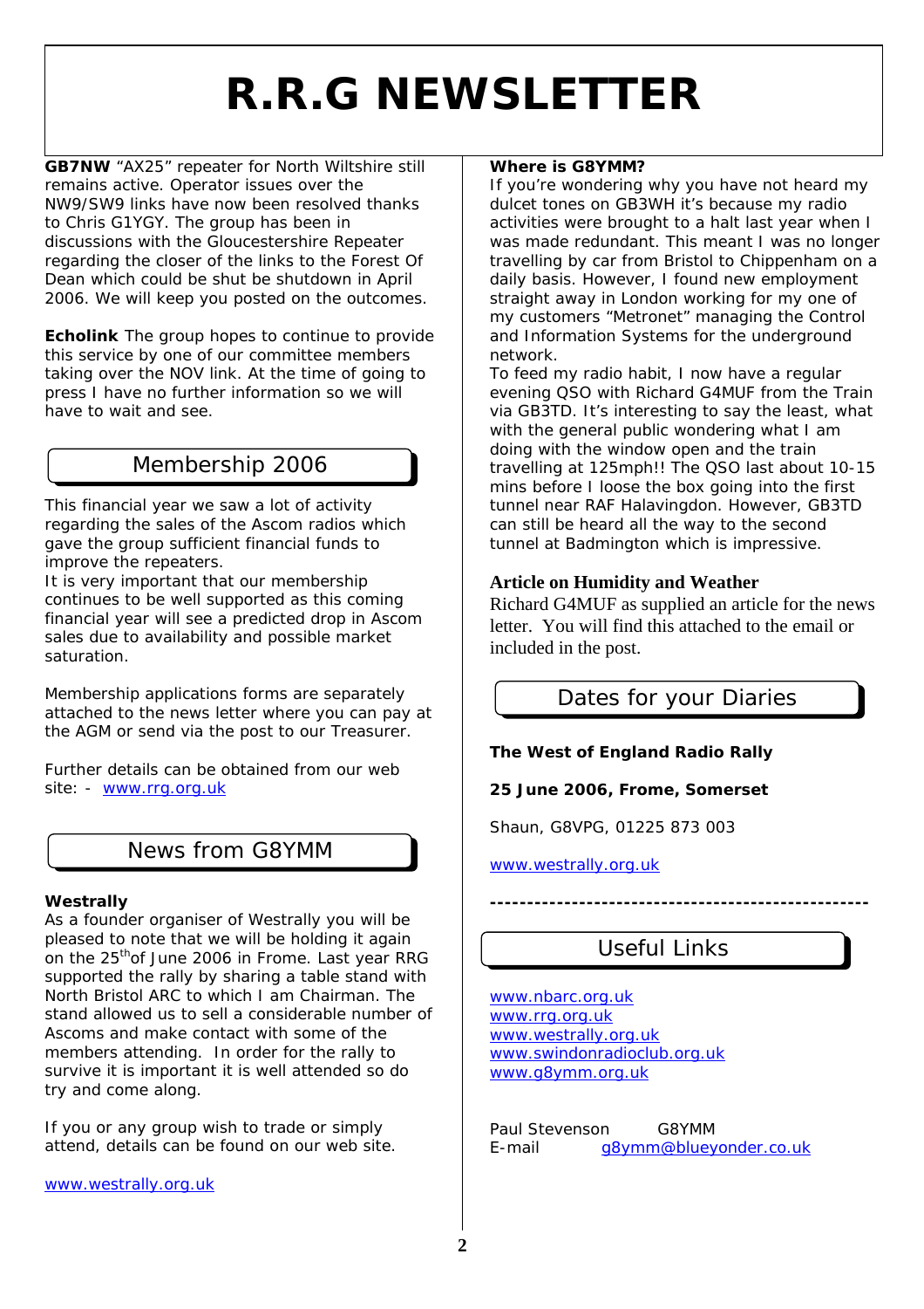# R.R.G NEWSLETTER

**GB7NW** "AX25" repeater for North Wiltshire still remains active. Operator issues over the NW9/SW9 links have now been resolved thanks to Chris G1YGY. The group has been in discussions with the Gloucestershire Repeater regarding the closer of the links to the Forest Of Dean which could be shut be shutdown in April 2006. We will keep you posted on the outcomes.

**Echolink** The group hopes to continue to provide this service by one of our committee members taking over the NOV link. At the time of going to press I have no further information so we will have to wait and see.

## Membership 2006

This financial year we saw a lot of activity regarding the sales of the Ascom radios which gave the group sufficient financial funds to improve the repeaters.
It is very important that our membership continues to be well supported as this coming financial year will see a predicted drop in Ascom sales due to availability and possible market saturation.

Membership applications forms are separately attached to the news letter where you can pay at the AGM or send via the post to our Treasurer.

Further details can be obtained from our web site: - www.rrg.org.uk

## News from G8YMM

**Westrally**
As a founder organiser of Westrally you will be pleased to note that we will be holding it again on the 25th of June 2006 in Frome. Last year RRG supported the rally by sharing a table stand with North Bristol ARC to which I am Chairman. The stand allowed us to sell a considerable number of Ascoms and make contact with some of the members attending. In order for the rally to survive it is important it is well attended so do try and come along.

If you or any group wish to trade or simply attend, details can be found on our web site.

www.westrally.org.uk

**Where is G8YMM?**
If you're wondering why you have not heard my dulcet tones on GB3WH it's because my radio activities were brought to a halt last year when I was made redundant. This meant I was no longer travelling by car from Bristol to Chippenham on a daily basis. However, I found new employment straight away in London working for my one of my customers "Metronet" managing the Control and Information Systems for the underground network.
To feed my radio habit, I now have a regular evening QSO with Richard G4MUF from the Train via GB3TD. It's interesting to say the least, what with the general public wondering what I am doing with the window open and the train travelling at 125mph!! The QSO last about 10-15 mins before I loose the box going into the first tunnel near RAF Halavingdon. However, GB3TD can still be heard all the way to the second tunnel at Badmington which is impressive.

**Article on Humidity and Weather**
Richard G4MUF as supplied an article for the news letter. You will find this attached to the email or included in the post.

## Dates for your Diaries

**The West of England Radio Rally**

**25 June 2006, Frome, Somerset**

Shaun, G8VPG, 01225 873 003

www.westrally.org.uk

---

## Useful Links

www.nbarc.org.uk
www.rrg.org.uk
www.westrally.org.uk
www.swindonradioclub.org.uk
www.g8ymm.org.uk

Paul Stevenson G8YMM
E-mail g8ymm@blueyonder.co.uk